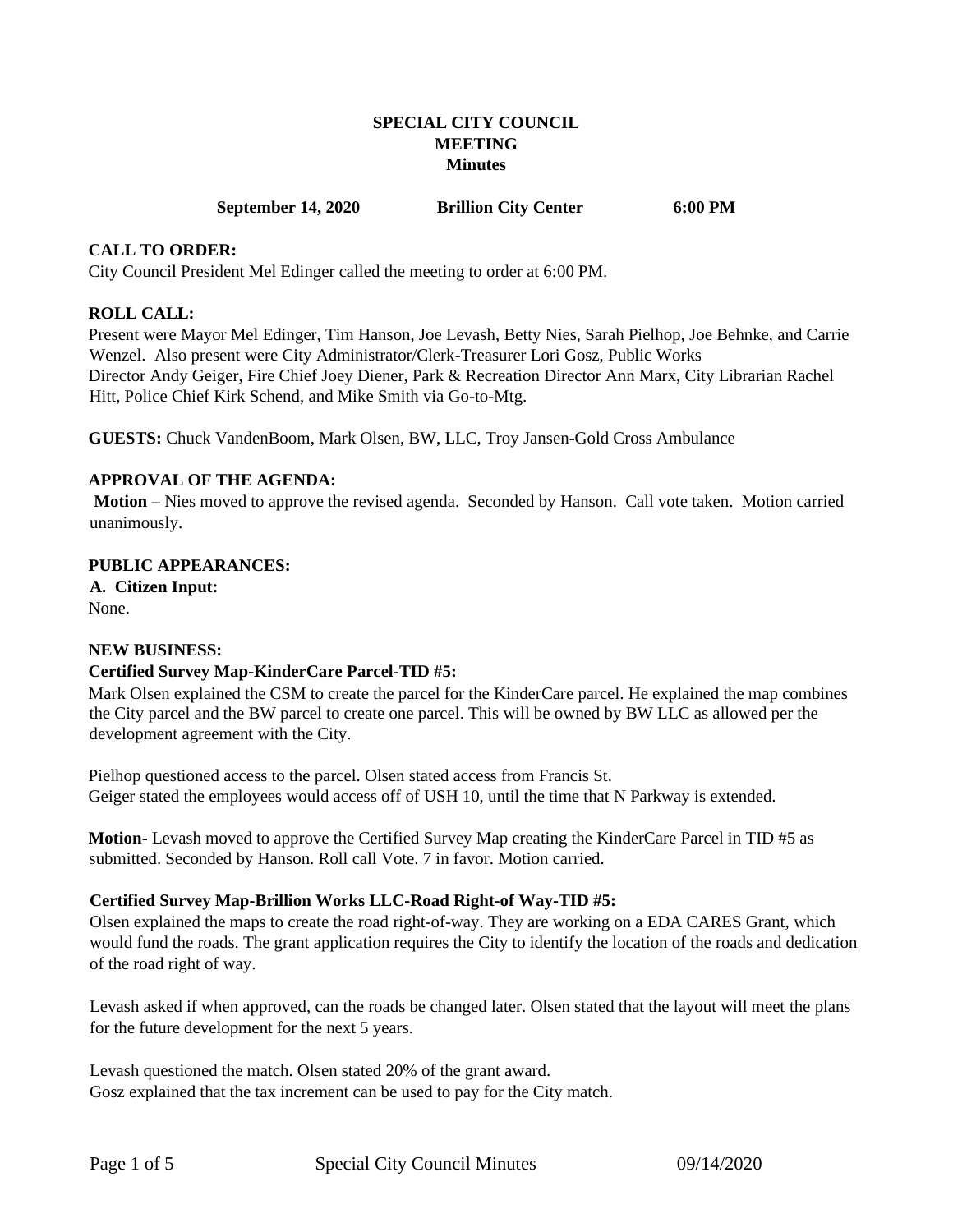# SPECIAL CITY COUNCIL MEETING Minutes

**September 14, 2020 Brillion City Center 6:00 PM**

**CALL TO ORDER:**

City Council President Mel Edinger called the meeting to order at 6:00 PM.

**ROLL CALL:**

Present were Mayor Mel Edinger, Tim Hanson, Joe Levash, Betty Nies, Sarah Pielhop, Joe Behnke, and Carrie Wenzel. Also present were City Administrator/Clerk-Treasurer Lori Gosz, Public Works Director Andy Geiger, Fire Chief Joey Diener, Park & Recreation Director Ann Marx, City Librarian Rachel Hitt, Police Chief Kirk Schend, and Mike Smith via Go-to-Mtg.

**GUESTS:** Chuck VandenBoom, Mark Olsen, BW, LLC, Troy Jansen-Gold Cross Ambulance

**APPROVAL OF THE AGENDA:**

**Motion –** Nies moved to approve the revised agenda. Seconded by Hanson. Call vote taken. Motion carried unanimously.

**PUBLIC APPEARANCES:**

**A. Citizen Input:**

None.

**NEW BUSINESS:**

**Certified Survey Map-KinderCare Parcel-TID #5:**

Mark Olsen explained the CSM to create the parcel for the KinderCare parcel. He explained the map combines the City parcel and the BW parcel to create one parcel. This will be owned by BW LLC as allowed per the development agreement with the City.

Pielhop questioned access to the parcel. Olsen stated access from Francis St.
Geiger stated the employees would access off of USH 10, until the time that N Parkway is extended.

**Motion-** Levash moved to approve the Certified Survey Map creating the KinderCare Parcel in TID #5 as submitted. Seconded by Hanson. Roll call Vote. 7 in favor. Motion carried.

**Certified Survey Map-Brillion Works LLC-Road Right-of Way-TID #5:**

Olsen explained the maps to create the road right-of-way. They are working on a EDA CARES Grant, which would fund the roads. The grant application requires the City to identify the location of the roads and dedication of the road right of way.

Levash asked if when approved, can the roads be changed later. Olsen stated that the layout will meet the plans for the future development for the next 5 years.

Levash questioned the match. Olsen stated 20% of the grant award.
Gosz explained that the tax increment can be used to pay for the City match.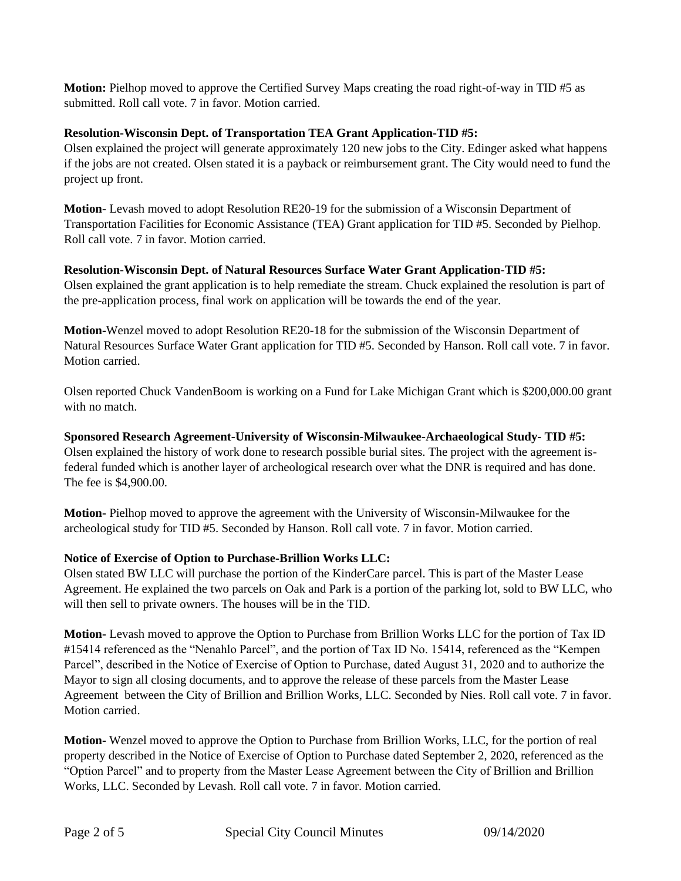**Motion:** Pielhop moved to approve the Certified Survey Maps creating the road right-of-way in TID #5 as submitted. Roll call vote. 7 in favor. Motion carried.

**Resolution-Wisconsin Dept. of Transportation TEA Grant Application-TID #5:**
Olsen explained the project will generate approximately 120 new jobs to the City. Edinger asked what happens if the jobs are not created. Olsen stated it is a payback or reimbursement grant. The City would need to fund the project up front.

**Motion-** Levash moved to adopt Resolution RE20-19 for the submission of a Wisconsin Department of Transportation Facilities for Economic Assistance (TEA) Grant application for TID #5. Seconded by Pielhop. Roll call vote. 7 in favor. Motion carried.

**Resolution-Wisconsin Dept. of Natural Resources Surface Water Grant Application-TID #5:**
Olsen explained the grant application is to help remediate the stream. Chuck explained the resolution is part of the pre-application process, final work on application will be towards the end of the year.

**Motion-**Wenzel moved to adopt Resolution RE20-18 for the submission of the Wisconsin Department of Natural Resources Surface Water Grant application for TID #5. Seconded by Hanson. Roll call vote. 7 in favor. Motion carried.

Olsen reported Chuck VandenBoom is working on a Fund for Lake Michigan Grant which is $200,000.00 grant with no match.

**Sponsored Research Agreement-University of Wisconsin-Milwaukee-Archaeological Study- TID #5:**
Olsen explained the history of work done to research possible burial sites. The project with the agreement is-federal funded which is another layer of archeological research over what the DNR is required and has done. The fee is $4,900.00.

**Motion-** Pielhop moved to approve the agreement with the University of Wisconsin-Milwaukee for the archeological study for TID #5. Seconded by Hanson. Roll call vote. 7 in favor. Motion carried.

**Notice of Exercise of Option to Purchase-Brillion Works LLC:**
Olsen stated BW LLC will purchase the portion of the KinderCare parcel. This is part of the Master Lease Agreement. He explained the two parcels on Oak and Park is a portion of the parking lot, sold to BW LLC, who will then sell to private owners. The houses will be in the TID.

**Motion-** Levash moved to approve the Option to Purchase from Brillion Works LLC for the portion of Tax ID #15414 referenced as the "Nenahlo Parcel", and the portion of Tax ID No. 15414, referenced as the "Kempen Parcel", described in the Notice of Exercise of Option to Purchase, dated August 31, 2020 and to authorize the Mayor to sign all closing documents, and to approve the release of these parcels from the Master Lease Agreement between the City of Brillion and Brillion Works, LLC. Seconded by Nies. Roll call vote. 7 in favor. Motion carried.

**Motion-** Wenzel moved to approve the Option to Purchase from Brillion Works, LLC, for the portion of real property described in the Notice of Exercise of Option to Purchase dated September 2, 2020, referenced as the "Option Parcel" and to property from the Master Lease Agreement between the City of Brillion and Brillion Works, LLC. Seconded by Levash. Roll call vote. 7 in favor. Motion carried.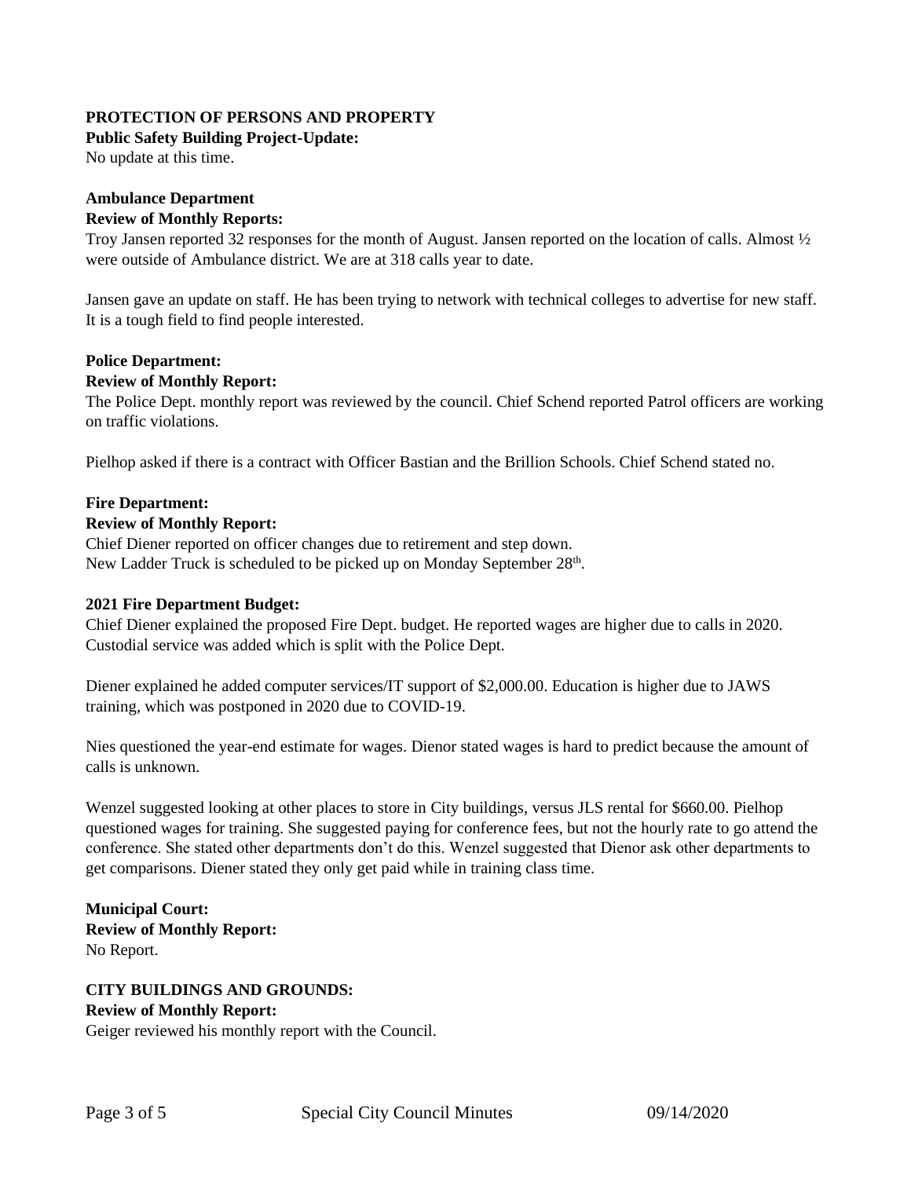**PROTECTION OF PERSONS AND PROPERTY**

**Public Safety Building Project-Update:**

No update at this time.

**Ambulance Department**

**Review of Monthly Reports:**

Troy Jansen reported 32 responses for the month of August. Jansen reported on the location of calls. Almost ½ were outside of Ambulance district. We are at 318 calls year to date.

Jansen gave an update on staff. He has been trying to network with technical colleges to advertise for new staff. It is a tough field to find people interested.

**Police Department:**

**Review of Monthly Report:**

The Police Dept. monthly report was reviewed by the council. Chief Schend reported Patrol officers are working on traffic violations.

Pielhop asked if there is a contract with Officer Bastian and the Brillion Schools. Chief Schend stated no.

**Fire Department:**

**Review of Monthly Report:**

Chief Diener reported on officer changes due to retirement and step down.
New Ladder Truck is scheduled to be picked up on Monday September 28th.

**2021 Fire Department Budget:**

Chief Diener explained the proposed Fire Dept. budget. He reported wages are higher due to calls in 2020. Custodial service was added which is split with the Police Dept.

Diener explained he added computer services/IT support of $2,000.00. Education is higher due to JAWS training, which was postponed in 2020 due to COVID-19.

Nies questioned the year-end estimate for wages. Dienor stated wages is hard to predict because the amount of calls is unknown.

Wenzel suggested looking at other places to store in City buildings, versus JLS rental for $660.00. Pielhop questioned wages for training. She suggested paying for conference fees, but not the hourly rate to go attend the conference. She stated other departments don't do this. Wenzel suggested that Dienor ask other departments to get comparisons. Diener stated they only get paid while in training class time.

**Municipal Court:**

**Review of Monthly Report:**

No Report.

**CITY BUILDINGS AND GROUNDS:**

**Review of Monthly Report:**

Geiger reviewed his monthly report with the Council.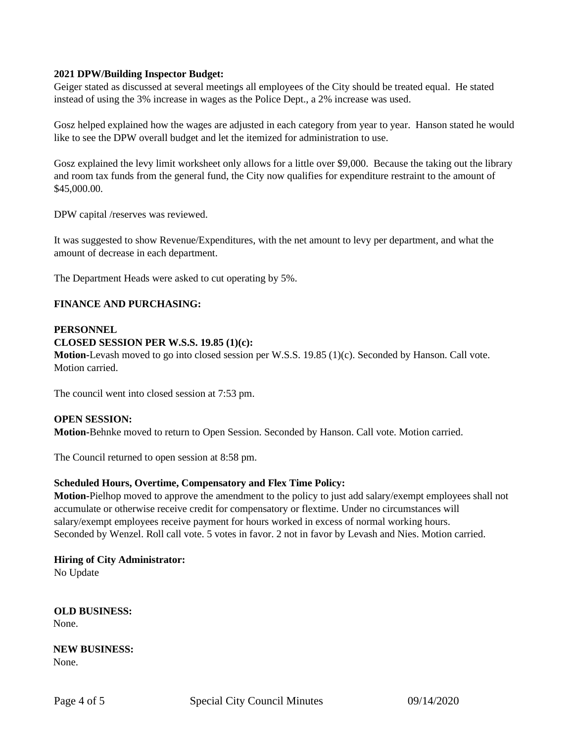**2021 DPW/Building Inspector Budget:**
Geiger stated as discussed at several meetings all employees of the City should be treated equal. He stated instead of using the 3% increase in wages as the Police Dept., a 2% increase was used.

Gosz helped explained how the wages are adjusted in each category from year to year. Hanson stated he would like to see the DPW overall budget and let the itemized for administration to use.

Gosz explained the levy limit worksheet only allows for a little over $9,000. Because the taking out the library and room tax funds from the general fund, the City now qualifies for expenditure restraint to the amount of $45,000.00.

DPW capital /reserves was reviewed.

It was suggested to show Revenue/Expenditures, with the net amount to levy per department, and what the amount of decrease in each department.

The Department Heads were asked to cut operating by 5%.

**FINANCE AND PURCHASING:**

**PERSONNEL**

**CLOSED SESSION PER W.S.S. 19.85 (1)(c):**

**Motion**-Levash moved to go into closed session per W.S.S. 19.85 (1)(c). Seconded by Hanson. Call vote. Motion carried.

The council went into closed session at 7:53 pm.

**OPEN SESSION:**

**Motion**-Behnke moved to return to Open Session. Seconded by Hanson. Call vote. Motion carried.

The Council returned to open session at 8:58 pm.

**Scheduled Hours, Overtime, Compensatory and Flex Time Policy:**

**Motion**-Pielhop moved to approve the amendment to the policy to just add salary/exempt employees shall not accumulate or otherwise receive credit for compensatory or flextime. Under no circumstances will salary/exempt employees receive payment for hours worked in excess of normal working hours. Seconded by Wenzel. Roll call vote. 5 votes in favor. 2 not in favor by Levash and Nies. Motion carried.

**Hiring of City Administrator:**
No Update

**OLD BUSINESS:**
None.

**NEW BUSINESS:**
None.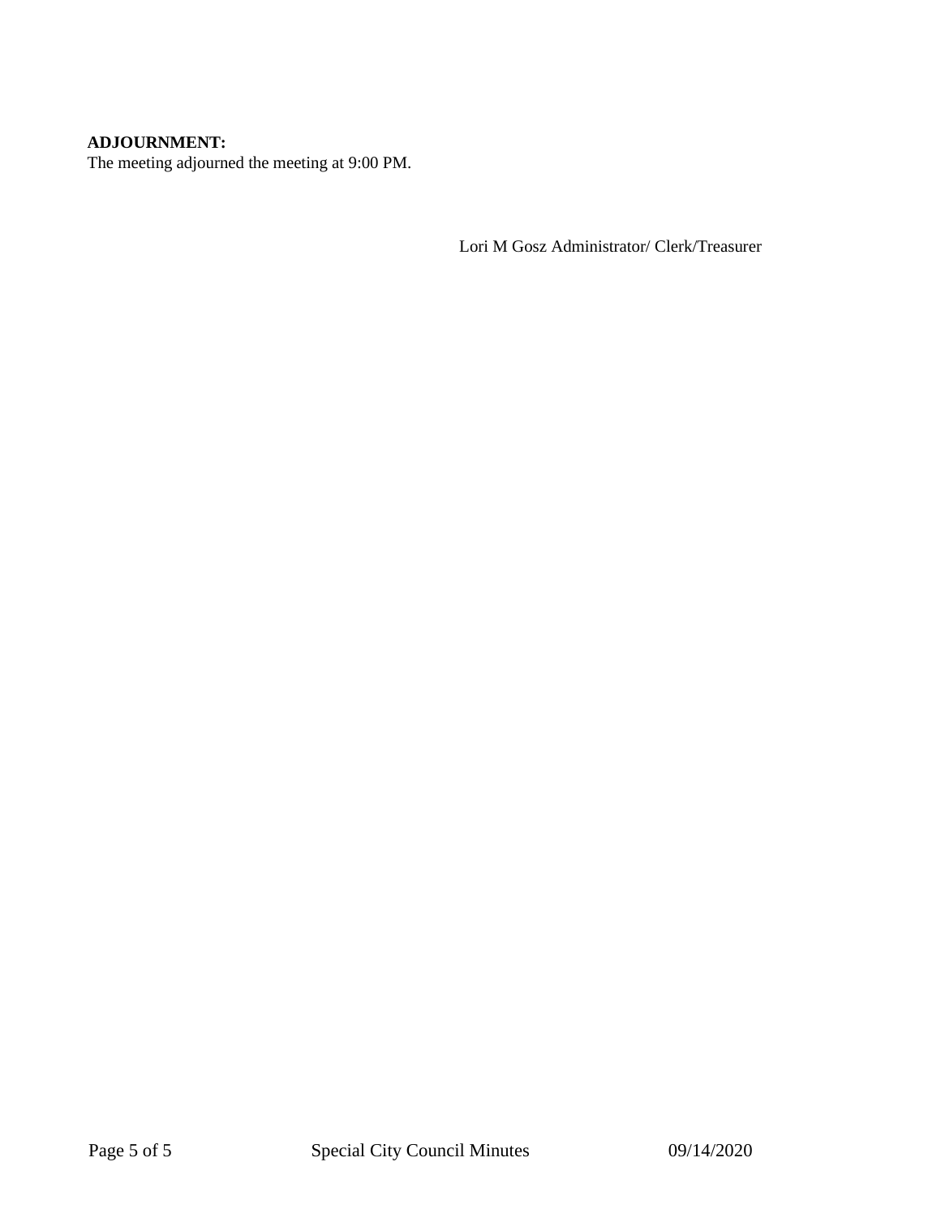**ADJOURNMENT:**
The meeting adjourned the meeting at 9:00 PM.

Lori M Gosz Administrator/ Clerk/Treasurer